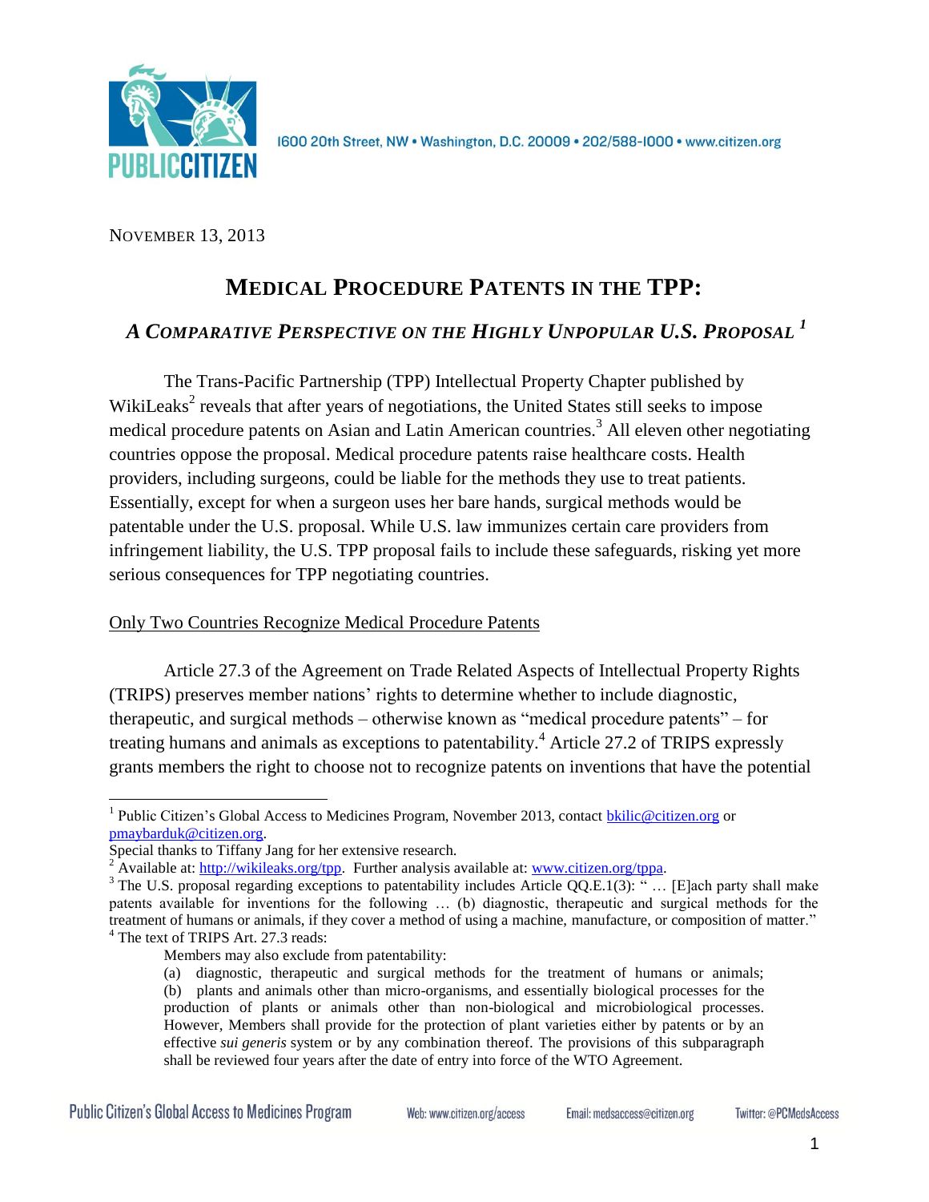November 13, 2013

# Medical Procedure Patents in the TPP:

## *A Comparative Perspective on the Highly Unpopular U.S. Proposal* [1]

The Trans-Pacific Partnership (TPP) Intellectual Property Chapter published by WikiLeaks[2] reveals that after years of negotiations, the United States still seeks to impose medical procedure patents on Asian and Latin American countries.[3] All eleven other negotiating countries oppose the proposal. Medical procedure patents raise healthcare costs. Health providers, including surgeons, could be liable for the methods they use to treat patients. Essentially, except for when a surgeon uses her bare hands, surgical methods would be patentable under the U.S. proposal. While U.S. law immunizes certain care providers from infringement liability, the U.S. TPP proposal fails to include these safeguards, risking yet more serious consequences for TPP negotiating countries.

### Only Two Countries Recognize Medical Procedure Patents

Article 27.3 of the Agreement on Trade Related Aspects of Intellectual Property Rights (TRIPS) preserves member nations' rights to determine whether to include diagnostic, therapeutic, and surgical methods – otherwise known as "medical procedure patents" – for treating humans and animals as exceptions to patentability.[4] Article 27.2 of TRIPS expressly grants members the right to choose not to recognize patents on inventions that have the potential

---

[1] Public Citizen's Global Access to Medicines Program, November 2013, contact bkilic@citizen.org or pmaybarduk@citizen.org.
Special thanks to Tiffany Jang for her extensive research.

[2] Available at: http://wikileaks.org/tpp. Further analysis available at: www.citizen.org/tppa.

[3] The U.S. proposal regarding exceptions to patentability includes Article QQ.E.1(3): " … [E]ach party shall make patents available for inventions for the following … (b) diagnostic, therapeutic and surgical methods for the treatment of humans or animals, if they cover a method of using a machine, manufacture, or composition of matter."

[4] The text of TRIPS Art. 27.3 reads:

> Members may also exclude from patentability:
> (a) diagnostic, therapeutic and surgical methods for the treatment of humans or animals;
> (b) plants and animals other than micro-organisms, and essentially biological processes for the production of plants or animals other than non-biological and microbiological processes. However, Members shall provide for the protection of plant varieties either by patents or by an effective *sui generis* system or by any combination thereof. The provisions of this subparagraph shall be reviewed four years after the date of entry into force of the WTO Agreement.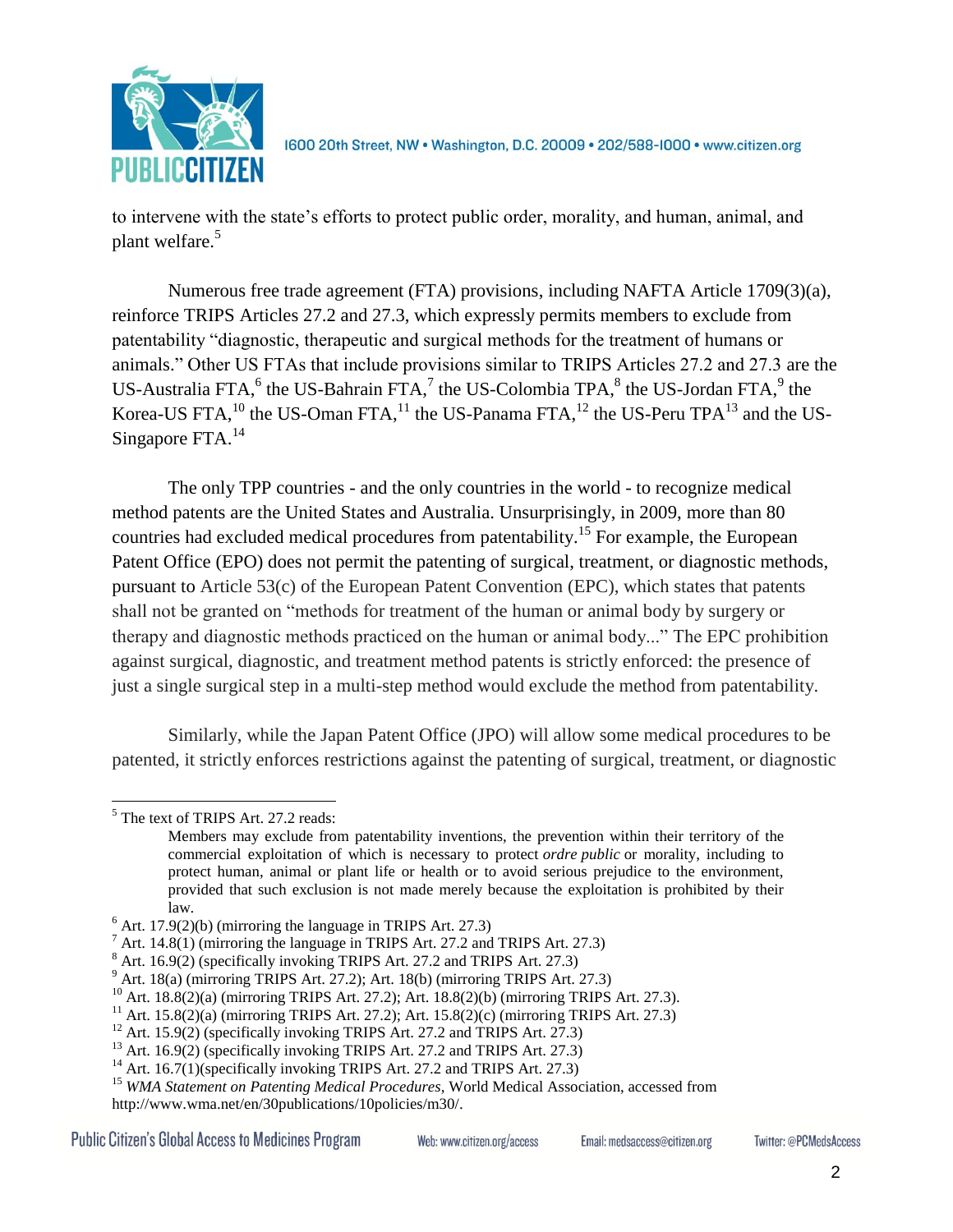to intervene with the state's efforts to protect public order, morality, and human, animal, and plant welfare.[5]

Numerous free trade agreement (FTA) provisions, including NAFTA Article 1709(3)(a), reinforce TRIPS Articles 27.2 and 27.3, which expressly permits members to exclude from patentability "diagnostic, therapeutic and surgical methods for the treatment of humans or animals." Other US FTAs that include provisions similar to TRIPS Articles 27.2 and 27.3 are the US-Australia FTA,[6] the US-Bahrain FTA,[7] the US-Colombia TPA,[8] the US-Jordan FTA,[9] the Korea-US FTA,[10] the US-Oman FTA,[11] the US-Panama FTA,[12] the US-Peru TPA[13] and the US-Singapore FTA.[14]

The only TPP countries - and the only countries in the world - to recognize medical method patents are the United States and Australia. Unsurprisingly, in 2009, more than 80 countries had excluded medical procedures from patentability.[15] For example, the European Patent Office (EPO) does not permit the patenting of surgical, treatment, or diagnostic methods, pursuant to Article 53(c) of the European Patent Convention (EPC), which states that patents shall not be granted on "methods for treatment of the human or animal body by surgery or therapy and diagnostic methods practiced on the human or animal body..." The EPC prohibition against surgical, diagnostic, and treatment method patents is strictly enforced: the presence of just a single surgical step in a multi-step method would exclude the method from patentability.

Similarly, while the Japan Patent Office (JPO) will allow some medical procedures to be patented, it strictly enforces restrictions against the patenting of surgical, treatment, or diagnostic

---

[5] The text of TRIPS Art. 27.2 reads:

> Members may exclude from patentability inventions, the prevention within their territory of the commercial exploitation of which is necessary to protect *ordre public* or morality, including to protect human, animal or plant life or health or to avoid serious prejudice to the environment, provided that such exclusion is not made merely because the exploitation is prohibited by their law.

[6] Art. 17.9(2)(b) (mirroring the language in TRIPS Art. 27.3)

[7] Art. 14.8(1) (mirroring the language in TRIPS Art. 27.2 and TRIPS Art. 27.3)

[8] Art. 16.9(2) (specifically invoking TRIPS Art. 27.2 and TRIPS Art. 27.3)

[9] Art. 18(a) (mirroring TRIPS Art. 27.2); Art. 18(b) (mirroring TRIPS Art. 27.3)

[10] Art. 18.8(2)(a) (mirroring TRIPS Art. 27.2); Art. 18.8(2)(b) (mirroring TRIPS Art. 27.3).

[11] Art. 15.8(2)(a) (mirroring TRIPS Art. 27.2); Art. 15.8(2)(c) (mirroring TRIPS Art. 27.3)

[12] Art. 15.9(2) (specifically invoking TRIPS Art. 27.2 and TRIPS Art. 27.3)

[13] Art. 16.9(2) (specifically invoking TRIPS Art. 27.2 and TRIPS Art. 27.3)

[14] Art. 16.7(1)(specifically invoking TRIPS Art. 27.2 and TRIPS Art. 27.3)

[15] *WMA Statement on Patenting Medical Procedures*, World Medical Association, accessed from http://www.wma.net/en/30publications/10policies/m30/.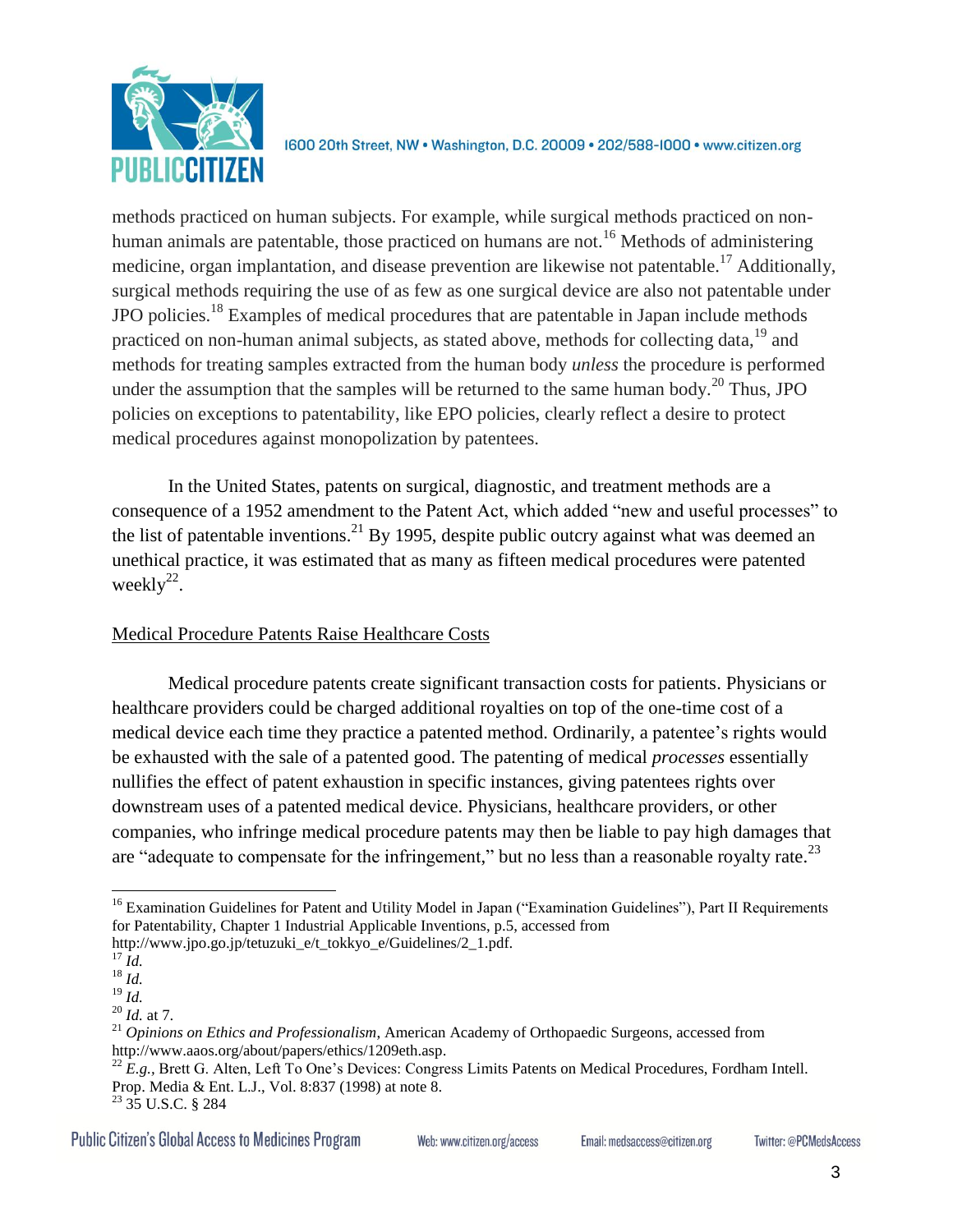methods practiced on human subjects. For example, while surgical methods practiced on non-human animals are patentable, those practiced on humans are not.[16] Methods of administering medicine, organ implantation, and disease prevention are likewise not patentable.[17] Additionally, surgical methods requiring the use of as few as one surgical device are also not patentable under JPO policies.[18] Examples of medical procedures that are patentable in Japan include methods practiced on non-human animal subjects, as stated above, methods for collecting data,[19] and methods for treating samples extracted from the human body *unless* the procedure is performed under the assumption that the samples will be returned to the same human body.[20] Thus, JPO policies on exceptions to patentability, like EPO policies, clearly reflect a desire to protect medical procedures against monopolization by patentees.

In the United States, patents on surgical, diagnostic, and treatment methods are a consequence of a 1952 amendment to the Patent Act, which added "new and useful processes" to the list of patentable inventions.[21] By 1995, despite public outcry against what was deemed an unethical practice, it was estimated that as many as fifteen medical procedures were patented weekly[22].

<u>Medical Procedure Patents Raise Healthcare Costs</u>

Medical procedure patents create significant transaction costs for patients. Physicians or healthcare providers could be charged additional royalties on top of the one-time cost of a medical device each time they practice a patented method. Ordinarily, a patentee's rights would be exhausted with the sale of a patented good. The patenting of medical *processes* essentially nullifies the effect of patent exhaustion in specific instances, giving patentees rights over downstream uses of a patented medical device. Physicians, healthcare providers, or other companies, who infringe medical procedure patents may then be liable to pay high damages that are "adequate to compensate for the infringement," but no less than a reasonable royalty rate.[23]

---

[16] Examination Guidelines for Patent and Utility Model in Japan ("Examination Guidelines"), Part II Requirements for Patentability, Chapter 1 Industrial Applicable Inventions, p.5, accessed from http://www.jpo.go.jp/tetuzuki_e/t_tokkyo_e/Guidelines/2_1.pdf.

[17] *Id.*

[18] *Id.*

[19] *Id.*

[20] *Id.* at 7.

[21] *Opinions on Ethics and Professionalism*, American Academy of Orthopaedic Surgeons, accessed from http://www.aaos.org/about/papers/ethics/1209eth.asp.

[22] *E.g.*, Brett G. Alten, Left To One's Devices: Congress Limits Patents on Medical Procedures, Fordham Intell. Prop. Media & Ent. L.J., Vol. 8:837 (1998) at note 8.

[23] 35 U.S.C. § 284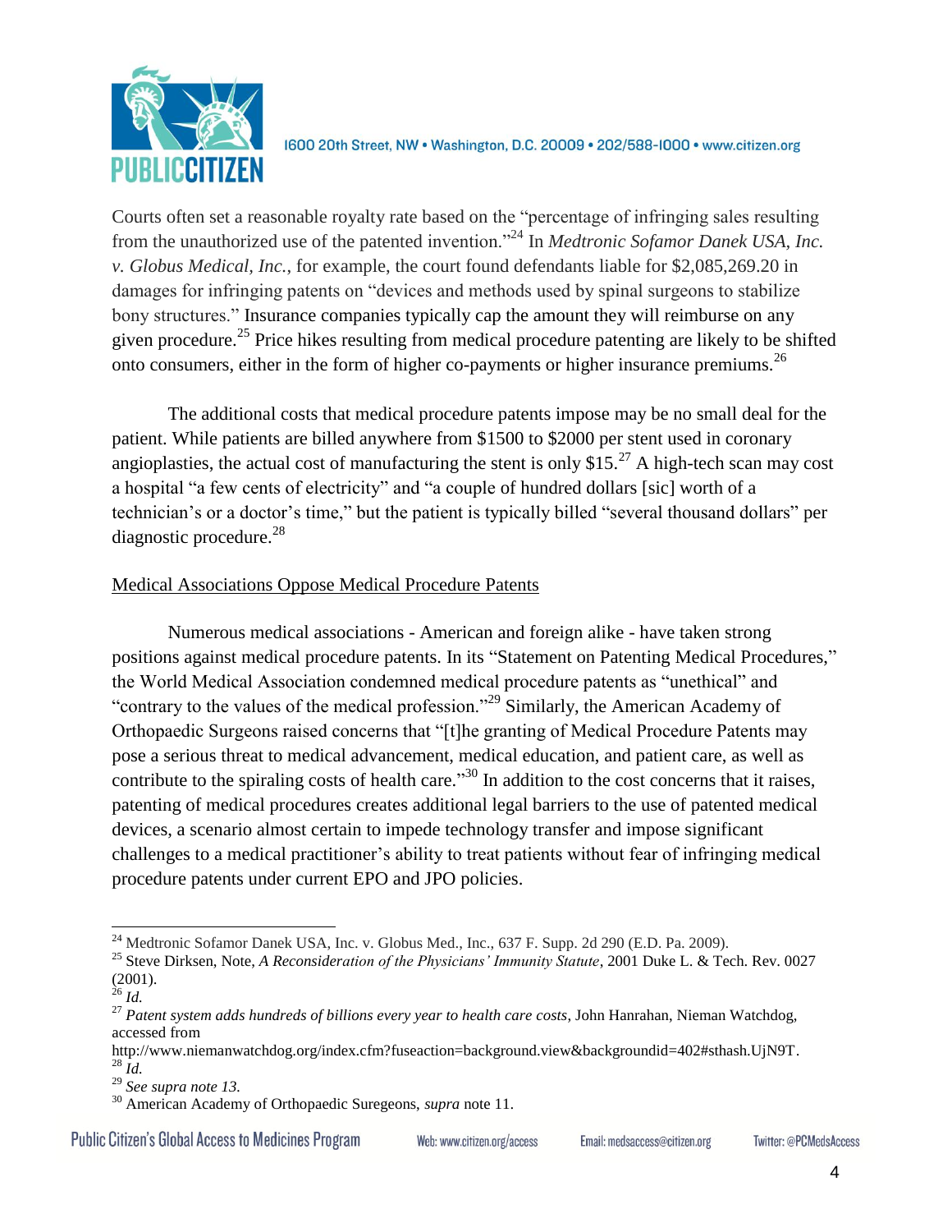Courts often set a reasonable royalty rate based on the "percentage of infringing sales resulting from the unauthorized use of the patented invention."[24] In *Medtronic Sofamor Danek USA, Inc. v. Globus Medical, Inc.*, for example, the court found defendants liable for $2,085,269.20 in damages for infringing patents on "devices and methods used by spinal surgeons to stabilize bony structures." Insurance companies typically cap the amount they will reimburse on any given procedure.[25] Price hikes resulting from medical procedure patenting are likely to be shifted onto consumers, either in the form of higher co-payments or higher insurance premiums.[26]

The additional costs that medical procedure patents impose may be no small deal for the patient. While patients are billed anywhere from $1500 to $2000 per stent used in coronary angioplasties, the actual cost of manufacturing the stent is only $15.[27] A high-tech scan may cost a hospital "a few cents of electricity" and "a couple of hundred dollars [sic] worth of a technician's or a doctor's time," but the patient is typically billed "several thousand dollars" per diagnostic procedure.[28]

<u>Medical Associations Oppose Medical Procedure Patents</u>

Numerous medical associations - American and foreign alike - have taken strong positions against medical procedure patents. In its "Statement on Patenting Medical Procedures," the World Medical Association condemned medical procedure patents as "unethical" and "contrary to the values of the medical profession."[29] Similarly, the American Academy of Orthopaedic Surgeons raised concerns that "[t]he granting of Medical Procedure Patents may pose a serious threat to medical advancement, medical education, and patient care, as well as contribute to the spiraling costs of health care."[30] In addition to the cost concerns that it raises, patenting of medical procedures creates additional legal barriers to the use of patented medical devices, a scenario almost certain to impede technology transfer and impose significant challenges to a medical practitioner's ability to treat patients without fear of infringing medical procedure patents under current EPO and JPO policies.

---

[24] Medtronic Sofamor Danek USA, Inc. v. Globus Med., Inc., 637 F. Supp. 2d 290 (E.D. Pa. 2009).

[25] Steve Dirksen, Note, *A Reconsideration of the Physicians' Immunity Statute*, 2001 Duke L. & Tech. Rev. 0027 (2001).

[26] *Id.*

[27] *Patent system adds hundreds of billions every year to health care costs*, John Hanrahan, Nieman Watchdog, accessed from http://www.niemanwatchdog.org/index.cfm?fuseaction=background.view&backgroundid=402#sthash.UjN9T.

[28] *Id.*

[29] *See supra note 13.*

[30] American Academy of Orthopaedic Suregeons, *supra* note 11.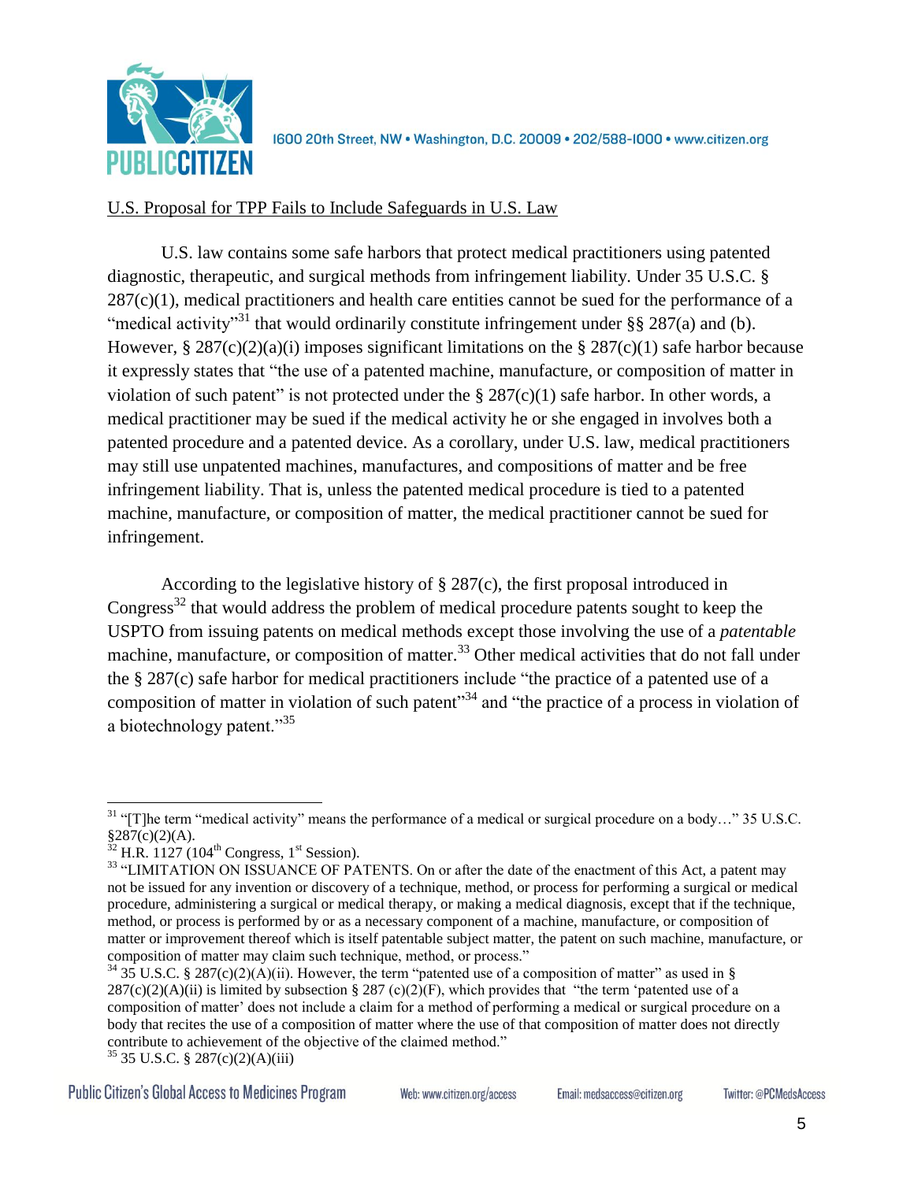U.S. Proposal for TPP Fails to Include Safeguards in U.S. Law

U.S. law contains some safe harbors that protect medical practitioners using patented diagnostic, therapeutic, and surgical methods from infringement liability. Under 35 U.S.C. § 287(c)(1), medical practitioners and health care entities cannot be sued for the performance of a "medical activity"[31] that would ordinarily constitute infringement under §§ 287(a) and (b). However, § 287(c)(2)(a)(i) imposes significant limitations on the § 287(c)(1) safe harbor because it expressly states that "the use of a patented machine, manufacture, or composition of matter in violation of such patent" is not protected under the § 287(c)(1) safe harbor. In other words, a medical practitioner may be sued if the medical activity he or she engaged in involves both a patented procedure and a patented device. As a corollary, under U.S. law, medical practitioners may still use unpatented machines, manufactures, and compositions of matter and be free infringement liability. That is, unless the patented medical procedure is tied to a patented machine, manufacture, or composition of matter, the medical practitioner cannot be sued for infringement.

According to the legislative history of § 287(c), the first proposal introduced in Congress[32] that would address the problem of medical procedure patents sought to keep the USPTO from issuing patents on medical methods except those involving the use of a *patentable* machine, manufacture, or composition of matter.[33] Other medical activities that do not fall under the § 287(c) safe harbor for medical practitioners include "the practice of a patented use of a composition of matter in violation of such patent"[34] and "the practice of a process in violation of a biotechnology patent."[35]

---

[31] "[T]he term "medical activity" means the performance of a medical or surgical procedure on a body…" 35 U.S.C. §287(c)(2)(A).

[32] H.R. 1127 (104th Congress, 1st Session).

[33] "LIMITATION ON ISSUANCE OF PATENTS. On or after the date of the enactment of this Act, a patent may not be issued for any invention or discovery of a technique, method, or process for performing a surgical or medical procedure, administering a surgical or medical therapy, or making a medical diagnosis, except that if the technique, method, or process is performed by or as a necessary component of a machine, manufacture, or composition of matter or improvement thereof which is itself patentable subject matter, the patent on such machine, manufacture, or composition of matter may claim such technique, method, or process."

[34] 35 U.S.C. § 287(c)(2)(A)(ii). However, the term "patented use of a composition of matter" as used in § 287(c)(2)(A)(ii) is limited by subsection § 287 (c)(2)(F), which provides that "the term 'patented use of a composition of matter' does not include a claim for a method of performing a medical or surgical procedure on a body that recites the use of a composition of matter where the use of that composition of matter does not directly contribute to achievement of the objective of the claimed method."

[35] 35 U.S.C. § 287(c)(2)(A)(iii)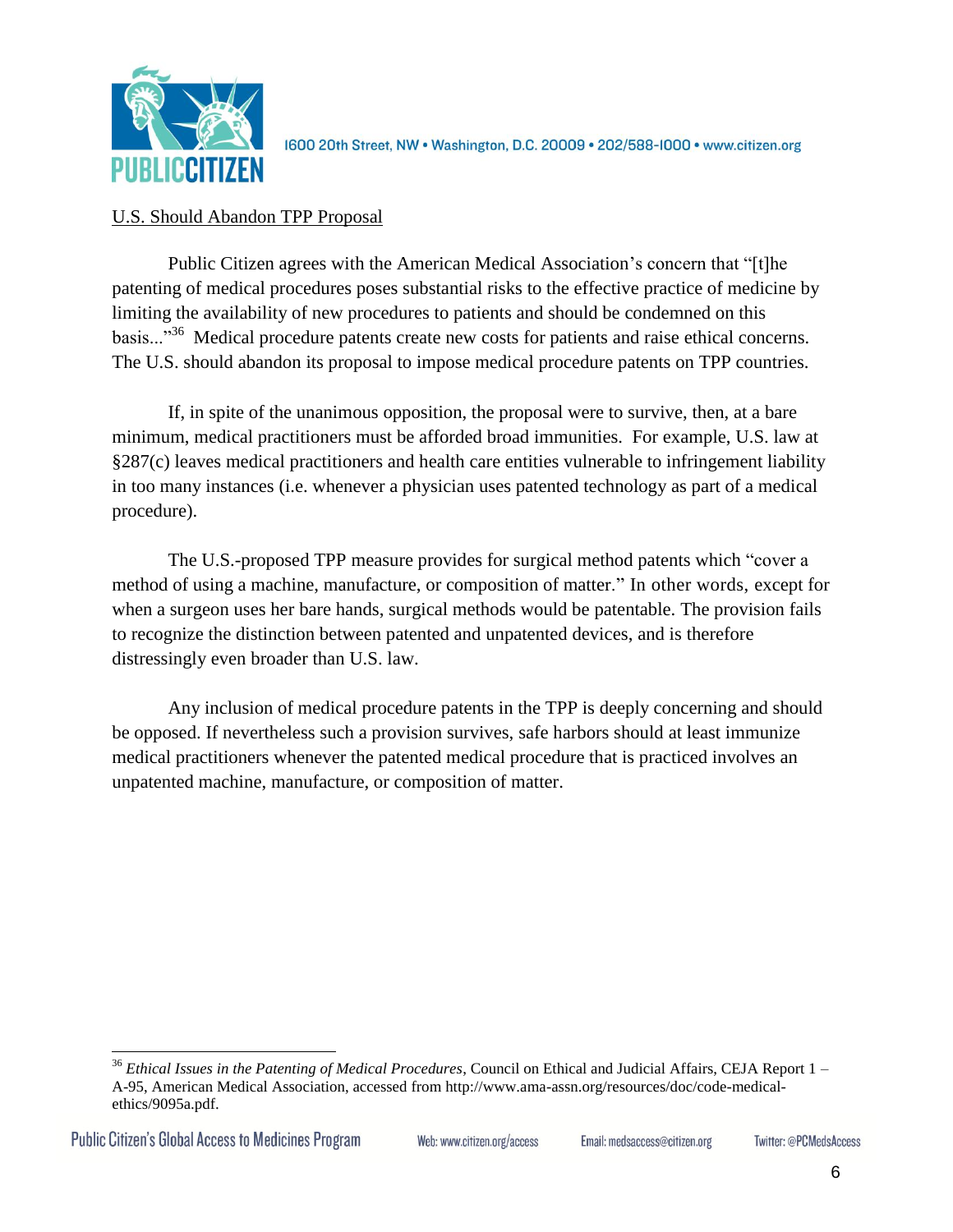U.S. Should Abandon TPP Proposal

Public Citizen agrees with the American Medical Association's concern that "[t]he patenting of medical procedures poses substantial risks to the effective practice of medicine by limiting the availability of new procedures to patients and should be condemned on this basis..."[36] Medical procedure patents create new costs for patients and raise ethical concerns. The U.S. should abandon its proposal to impose medical procedure patents on TPP countries.

If, in spite of the unanimous opposition, the proposal were to survive, then, at a bare minimum, medical practitioners must be afforded broad immunities. For example, U.S. law at §287(c) leaves medical practitioners and health care entities vulnerable to infringement liability in too many instances (i.e. whenever a physician uses patented technology as part of a medical procedure).

The U.S.-proposed TPP measure provides for surgical method patents which "cover a method of using a machine, manufacture, or composition of matter." In other words, except for when a surgeon uses her bare hands, surgical methods would be patentable. The provision fails to recognize the distinction between patented and unpatented devices, and is therefore distressingly even broader than U.S. law.

Any inclusion of medical procedure patents in the TPP is deeply concerning and should be opposed. If nevertheless such a provision survives, safe harbors should at least immunize medical practitioners whenever the patented medical procedure that is practiced involves an unpatented machine, manufacture, or composition of matter.

---

[36] *Ethical Issues in the Patenting of Medical Procedures*, Council on Ethical and Judicial Affairs, CEJA Report 1 – A-95, American Medical Association, accessed from http://www.ama-assn.org/resources/doc/code-medical-ethics/9095a.pdf.